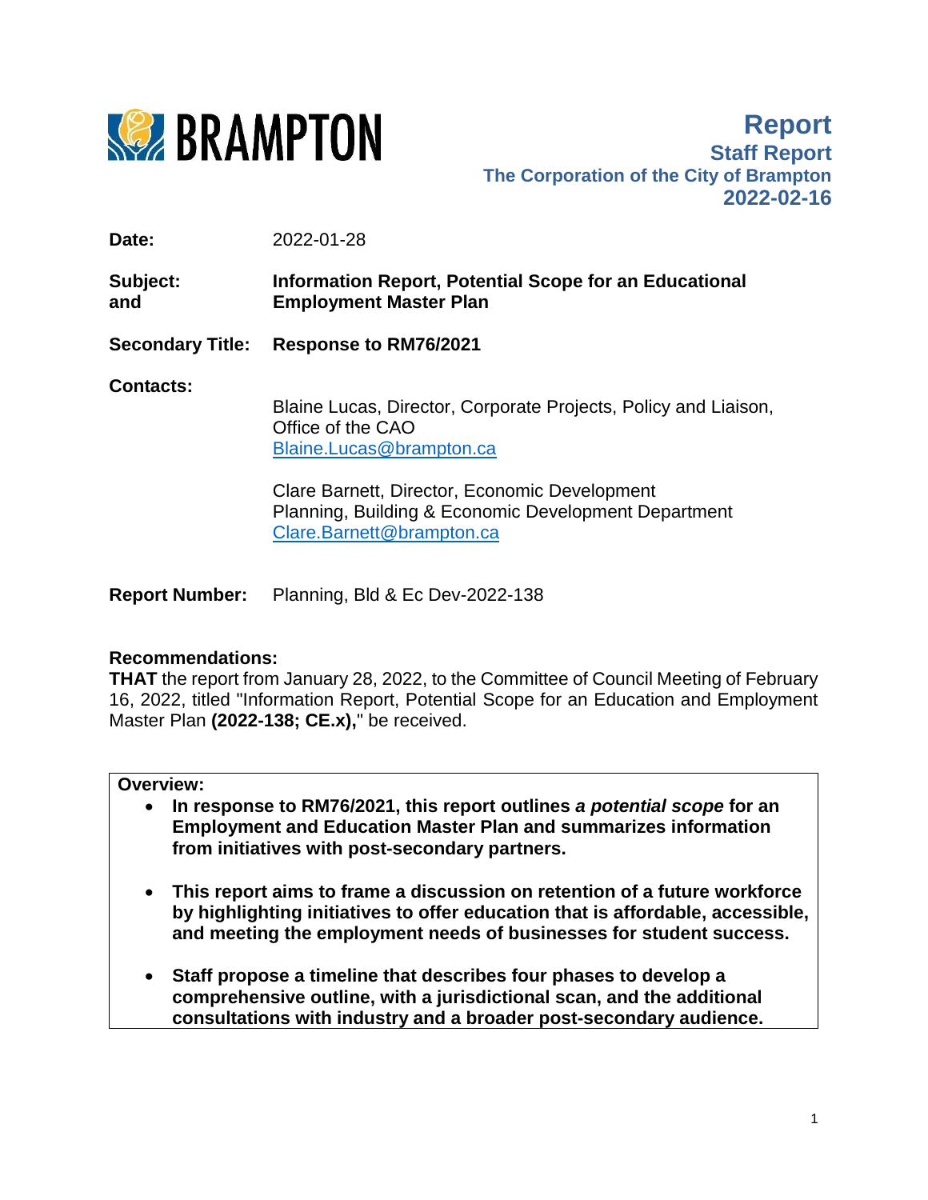BRAMPTON

# Report
**Staff Report**
**The Corporation of the City of Brampton**
**2022-02-16**

**Date:** 2022-01-28

**Subject: and** **Information Report, Potential Scope for an Educational Employment Master Plan**

**Secondary Title:** **Response to RM76/2021**

**Contacts:**

Blaine Lucas, Director, Corporate Projects, Policy and Liaison, Office of the CAO
Blaine.Lucas@brampton.ca

Clare Barnett, Director, Economic Development
Planning, Building & Economic Development Department
Clare.Barnett@brampton.ca

**Report Number:** Planning, Bld & Ec Dev-2022-138

**Recommendations:**

**THAT** the report from January 28, 2022, to the Committee of Council Meeting of February 16, 2022, titled "Information Report, Potential Scope for an Education and Employment Master Plan **(2022-138; CE.x),**" be received.

**Overview:**

- **In response to RM76/2021, this report outlines *a potential scope* for an Employment and Education Master Plan and summarizes information from initiatives with post-secondary partners.**
- **This report aims to frame a discussion on retention of a future workforce by highlighting initiatives to offer education that is affordable, accessible, and meeting the employment needs of businesses for student success.**
- **Staff propose a timeline that describes four phases to develop a comprehensive outline, with a jurisdictional scan, and the additional consultations with industry and a broader post-secondary audience.**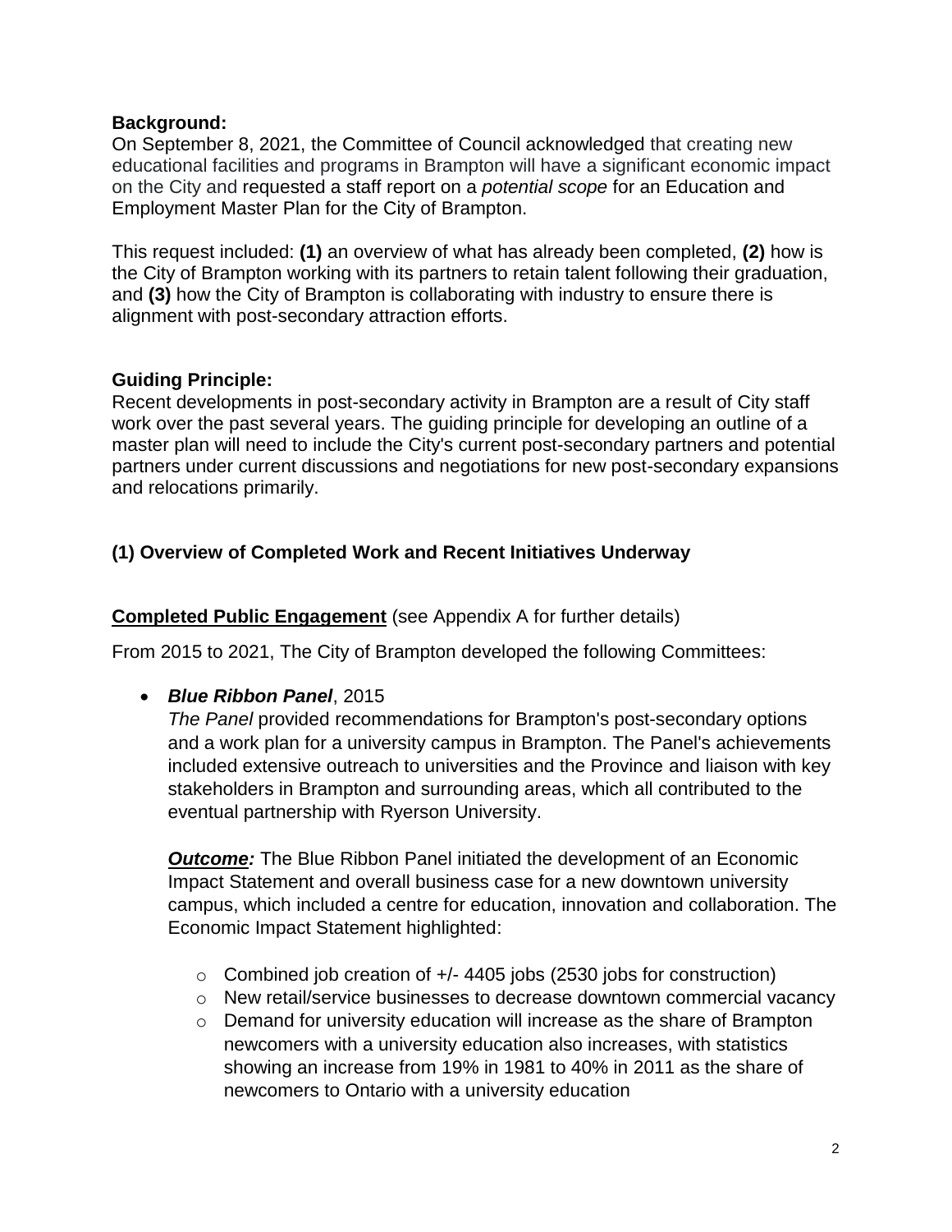**Background:**
On September 8, 2021, the Committee of Council acknowledged that creating new educational facilities and programs in Brampton will have a significant economic impact on the City and requested a staff report on a *potential scope* for an Education and Employment Master Plan for the City of Brampton.

This request included: **(1)** an overview of what has already been completed, **(2)** how is the City of Brampton working with its partners to retain talent following their graduation, and **(3)** how the City of Brampton is collaborating with industry to ensure there is alignment with post-secondary attraction efforts.

**Guiding Principle:**
Recent developments in post-secondary activity in Brampton are a result of City staff work over the past several years. The guiding principle for developing an outline of a master plan will need to include the City's current post-secondary partners and potential partners under current discussions and negotiations for new post-secondary expansions and relocations primarily.

**(1) Overview of Completed Work and Recent Initiatives Underway**

**Completed Public Engagement** (see Appendix A for further details)

From 2015 to 2021, The City of Brampton developed the following Committees:

- ***Blue Ribbon Panel***, 2015
  *The Panel* provided recommendations for Brampton's post-secondary options and a work plan for a university campus in Brampton. The Panel's achievements included extensive outreach to universities and the Province and liaison with key stakeholders in Brampton and surrounding areas, which all contributed to the eventual partnership with Ryerson University.

  ***Outcome:*** The Blue Ribbon Panel initiated the development of an Economic Impact Statement and overall business case for a new downtown university campus, which included a centre for education, innovation and collaboration. The Economic Impact Statement highlighted:

  - Combined job creation of +/- 4405 jobs (2530 jobs for construction)
  - New retail/service businesses to decrease downtown commercial vacancy
  - Demand for university education will increase as the share of Brampton newcomers with a university education also increases, with statistics showing an increase from 19% in 1981 to 40% in 2011 as the share of newcomers to Ontario with a university education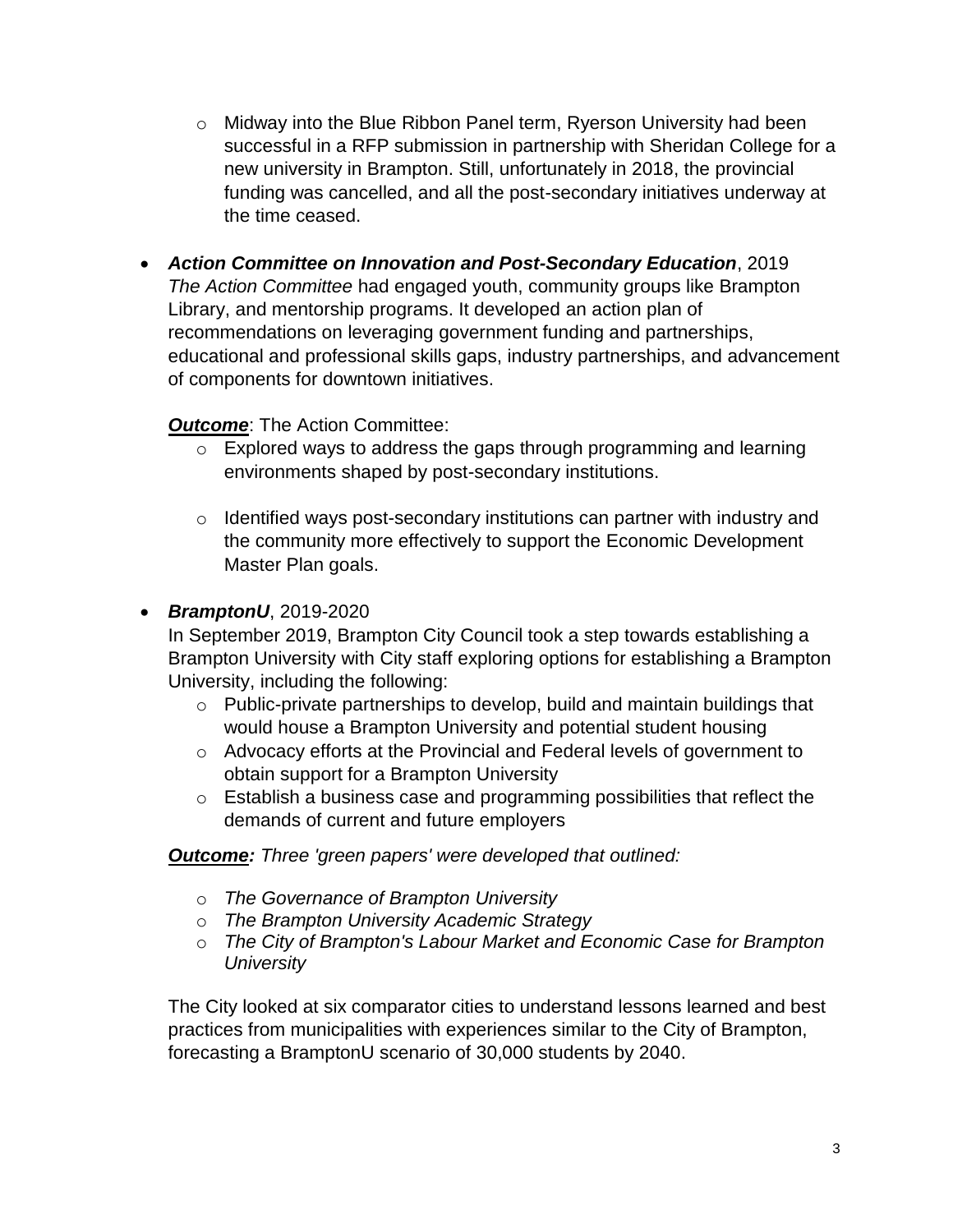- Midway into the Blue Ribbon Panel term, Ryerson University had been successful in a RFP submission in partnership with Sheridan College for a new university in Brampton. Still, unfortunately in 2018, the provincial funding was cancelled, and all the post-secondary initiatives underway at the time ceased.

- ***Action Committee on Innovation and Post-Secondary Education***, 2019
  *The Action Committee* had engaged youth, community groups like Brampton Library, and mentorship programs. It developed an action plan of recommendations on leveraging government funding and partnerships, educational and professional skills gaps, industry partnerships, and advancement of components for downtown initiatives.

  ***Outcome***: The Action Committee:
    - Explored ways to address the gaps through programming and learning environments shaped by post-secondary institutions.
    - Identified ways post-secondary institutions can partner with industry and the community more effectively to support the Economic Development Master Plan goals.

- ***BramptonU***, 2019-2020
  In September 2019, Brampton City Council took a step towards establishing a Brampton University with City staff exploring options for establishing a Brampton University, including the following:
    - Public-private partnerships to develop, build and maintain buildings that would house a Brampton University and potential student housing
    - Advocacy efforts at the Provincial and Federal levels of government to obtain support for a Brampton University
    - Establish a business case and programming possibilities that reflect the demands of current and future employers

  ***Outcome:*** *Three 'green papers' were developed that outlined:*

    - *The Governance of Brampton University*
    - *The Brampton University Academic Strategy*
    - *The City of Brampton's Labour Market and Economic Case for Brampton University*

  The City looked at six comparator cities to understand lessons learned and best practices from municipalities with experiences similar to the City of Brampton, forecasting a BramptonU scenario of 30,000 students by 2040.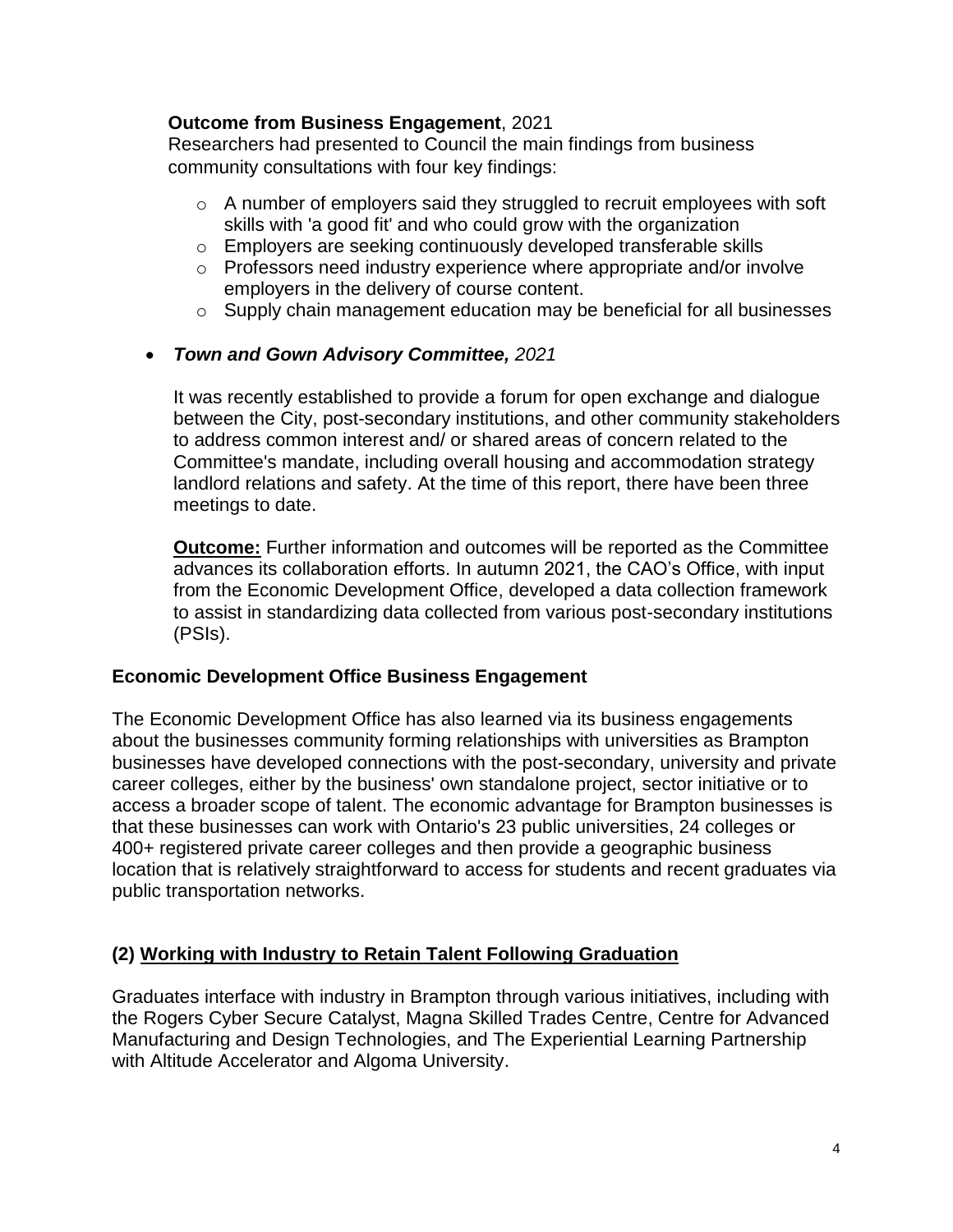**Outcome from Business Engagement**, 2021
Researchers had presented to Council the main findings from business community consultations with four key findings:

- A number of employers said they struggled to recruit employees with soft skills with 'a good fit' and who could grow with the organization
- Employers are seeking continuously developed transferable skills
- Professors need industry experience where appropriate and/or involve employers in the delivery of course content.
- Supply chain management education may be beneficial for all businesses

- ***Town and Gown Advisory Committee,*** *2021*

  It was recently established to provide a forum for open exchange and dialogue between the City, post-secondary institutions, and other community stakeholders to address common interest and/ or shared areas of concern related to the Committee's mandate, including overall housing and accommodation strategy landlord relations and safety. At the time of this report, there have been three meetings to date.

  **<u>Outcome:</u>** Further information and outcomes will be reported as the Committee advances its collaboration efforts. In autumn 2021, the CAO's Office, with input from the Economic Development Office, developed a data collection framework to assist in standardizing data collected from various post-secondary institutions (PSIs).

**Economic Development Office Business Engagement**

The Economic Development Office has also learned via its business engagements about the businesses community forming relationships with universities as Brampton businesses have developed connections with the post-secondary, university and private career colleges, either by the business' own standalone project, sector initiative or to access a broader scope of talent. The economic advantage for Brampton businesses is that these businesses can work with Ontario's 23 public universities, 24 colleges or 400+ registered private career colleges and then provide a geographic business location that is relatively straightforward to access for students and recent graduates via public transportation networks.

**(2) <u>Working with Industry to Retain Talent Following Graduation</u>**

Graduates interface with industry in Brampton through various initiatives, including with the Rogers Cyber Secure Catalyst, Magna Skilled Trades Centre, Centre for Advanced Manufacturing and Design Technologies, and The Experiential Learning Partnership with Altitude Accelerator and Algoma University.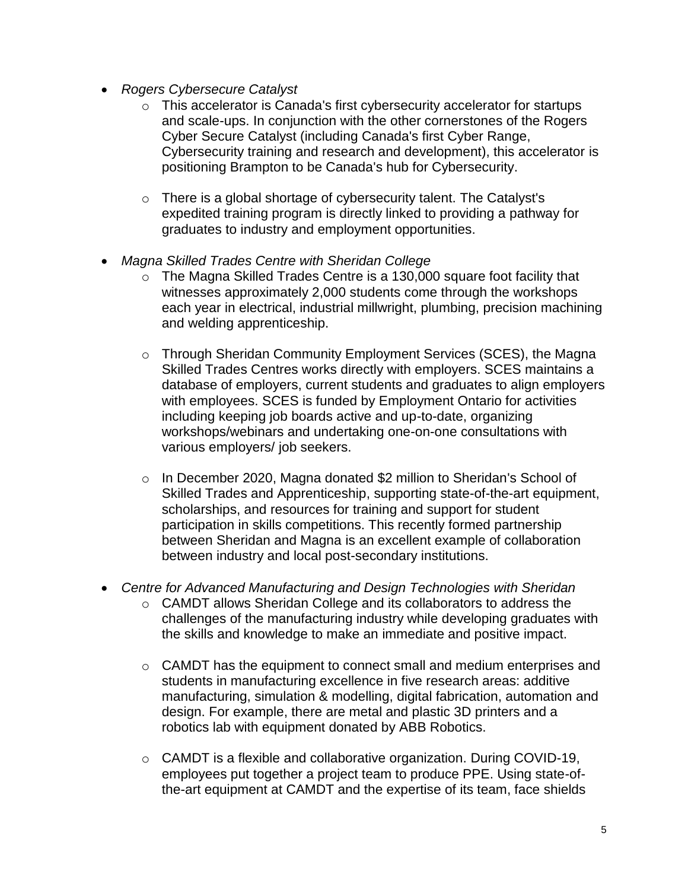- *Rogers Cybersecure Catalyst*
    - This accelerator is Canada's first cybersecurity accelerator for startups and scale-ups. In conjunction with the other cornerstones of the Rogers Cyber Secure Catalyst (including Canada's first Cyber Range, Cybersecurity training and research and development), this accelerator is positioning Brampton to be Canada's hub for Cybersecurity.
    - There is a global shortage of cybersecurity talent. The Catalyst's expedited training program is directly linked to providing a pathway for graduates to industry and employment opportunities.
- *Magna Skilled Trades Centre with Sheridan College*
    - The Magna Skilled Trades Centre is a 130,000 square foot facility that witnesses approximately 2,000 students come through the workshops each year in electrical, industrial millwright, plumbing, precision machining and welding apprenticeship.
    - Through Sheridan Community Employment Services (SCES), the Magna Skilled Trades Centres works directly with employers. SCES maintains a database of employers, current students and graduates to align employers with employees. SCES is funded by Employment Ontario for activities including keeping job boards active and up-to-date, organizing workshops/webinars and undertaking one-on-one consultations with various employers/ job seekers.
    - In December 2020, Magna donated $2 million to Sheridan's School of Skilled Trades and Apprenticeship, supporting state-of-the-art equipment, scholarships, and resources for training and support for student participation in skills competitions. This recently formed partnership between Sheridan and Magna is an excellent example of collaboration between industry and local post-secondary institutions.
- *Centre for Advanced Manufacturing and Design Technologies with Sheridan*
    - CAMDT allows Sheridan College and its collaborators to address the challenges of the manufacturing industry while developing graduates with the skills and knowledge to make an immediate and positive impact.
    - CAMDT has the equipment to connect small and medium enterprises and students in manufacturing excellence in five research areas: additive manufacturing, simulation & modelling, digital fabrication, automation and design. For example, there are metal and plastic 3D printers and a robotics lab with equipment donated by ABB Robotics.
    - CAMDT is a flexible and collaborative organization. During COVID-19, employees put together a project team to produce PPE. Using state-of-the-art equipment at CAMDT and the expertise of its team, face shields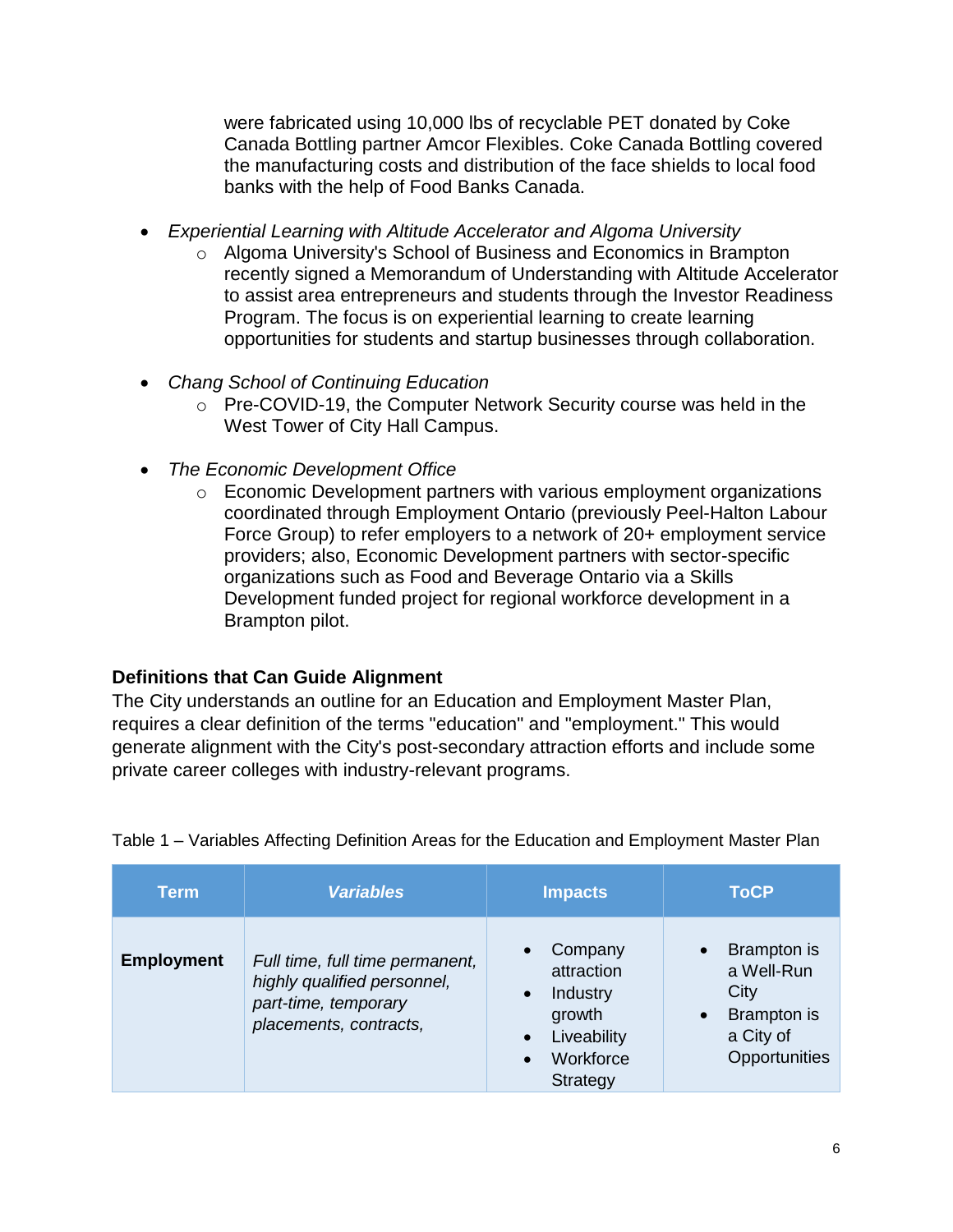were fabricated using 10,000 lbs of recyclable PET donated by Coke Canada Bottling partner Amcor Flexibles. Coke Canada Bottling covered the manufacturing costs and distribution of the face shields to local food banks with the help of Food Banks Canada.

- *Experiential Learning with Altitude Accelerator and Algoma University*
    - Algoma University's School of Business and Economics in Brampton recently signed a Memorandum of Understanding with Altitude Accelerator to assist area entrepreneurs and students through the Investor Readiness Program. The focus is on experiential learning to create learning opportunities for students and startup businesses through collaboration.

- *Chang School of Continuing Education*
    - Pre-COVID-19, the Computer Network Security course was held in the West Tower of City Hall Campus.

- *The Economic Development Office*
    - Economic Development partners with various employment organizations coordinated through Employment Ontario (previously Peel-Halton Labour Force Group) to refer employers to a network of 20+ employment service providers; also, Economic Development partners with sector-specific organizations such as Food and Beverage Ontario via a Skills Development funded project for regional workforce development in a Brampton pilot.

**Definitions that Can Guide Alignment**

The City understands an outline for an Education and Employment Master Plan, requires a clear definition of the terms "education" and "employment." This would generate alignment with the City's post-secondary attraction efforts and include some private career colleges with industry-relevant programs.

Table 1 – Variables Affecting Definition Areas for the Education and Employment Master Plan

| Term | *Variables* | Impacts | ToCP |
|---|---|---|---|
| **Employment** | *Full time, full time permanent, highly qualified personnel, part-time, temporary placements, contracts,* | • Company attraction<br>• Industry growth<br>• Liveability<br>• Workforce Strategy | • Brampton is a Well-Run City<br>• Brampton is a City of Opportunities |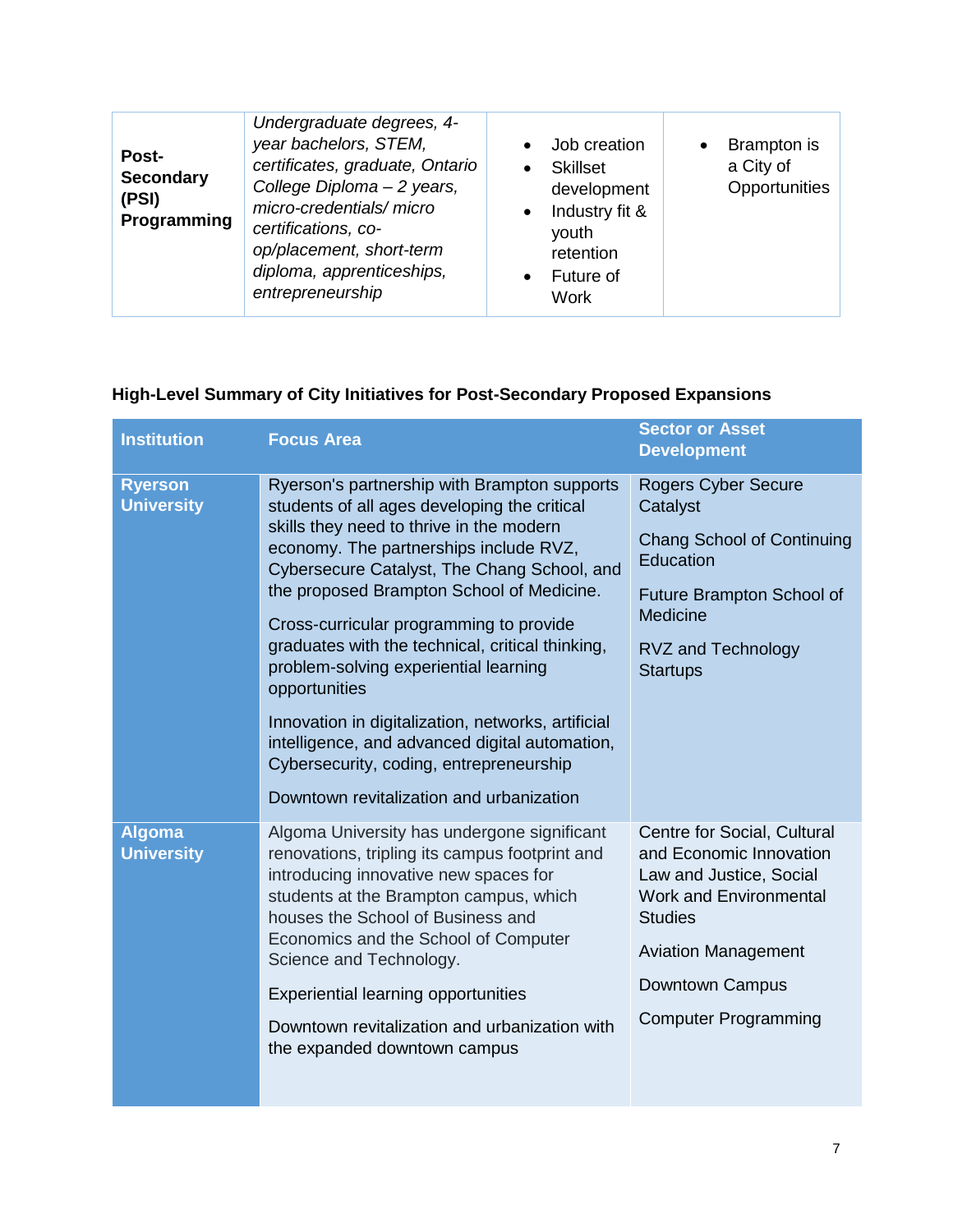| **Post-Secondary (PSI) Programming** | *Undergraduate degrees, 4-year bachelors, STEM, certificates, graduate, Ontario College Diploma – 2 years, micro-credentials/ micro certifications, co-op/placement, short-term diploma, apprenticeships, entrepreneurship* | • Job creation<br>• Skillset development<br>• Industry fit & youth retention<br>• Future of Work | • Brampton is a City of Opportunities |
|---|---|---|---|

**High-Level Summary of City Initiatives for Post-Secondary Proposed Expansions**

| Institution | Focus Area | Sector or Asset Development |
|---|---|---|
| **Ryerson University** | Ryerson's partnership with Brampton supports students of all ages developing the critical skills they need to thrive in the modern economy. The partnerships include RVZ, Cybersecure Catalyst, The Chang School, and the proposed Brampton School of Medicine.<br><br>Cross-curricular programming to provide graduates with the technical, critical thinking, problem-solving experiential learning opportunities<br><br>Innovation in digitalization, networks, artificial intelligence, and advanced digital automation, Cybersecurity, coding, entrepreneurship<br><br>Downtown revitalization and urbanization | Rogers Cyber Secure Catalyst<br><br>Chang School of Continuing Education<br><br>Future Brampton School of Medicine<br><br>RVZ and Technology Startups |
| **Algoma University** | Algoma University has undergone significant renovations, tripling its campus footprint and introducing innovative new spaces for students at the Brampton campus, which houses the School of Business and Economics and the School of Computer Science and Technology.<br><br>Experiential learning opportunities<br><br>Downtown revitalization and urbanization with the expanded downtown campus | Centre for Social, Cultural and Economic Innovation Law and Justice, Social Work and Environmental Studies<br><br>Aviation Management<br><br>Downtown Campus<br><br>Computer Programming |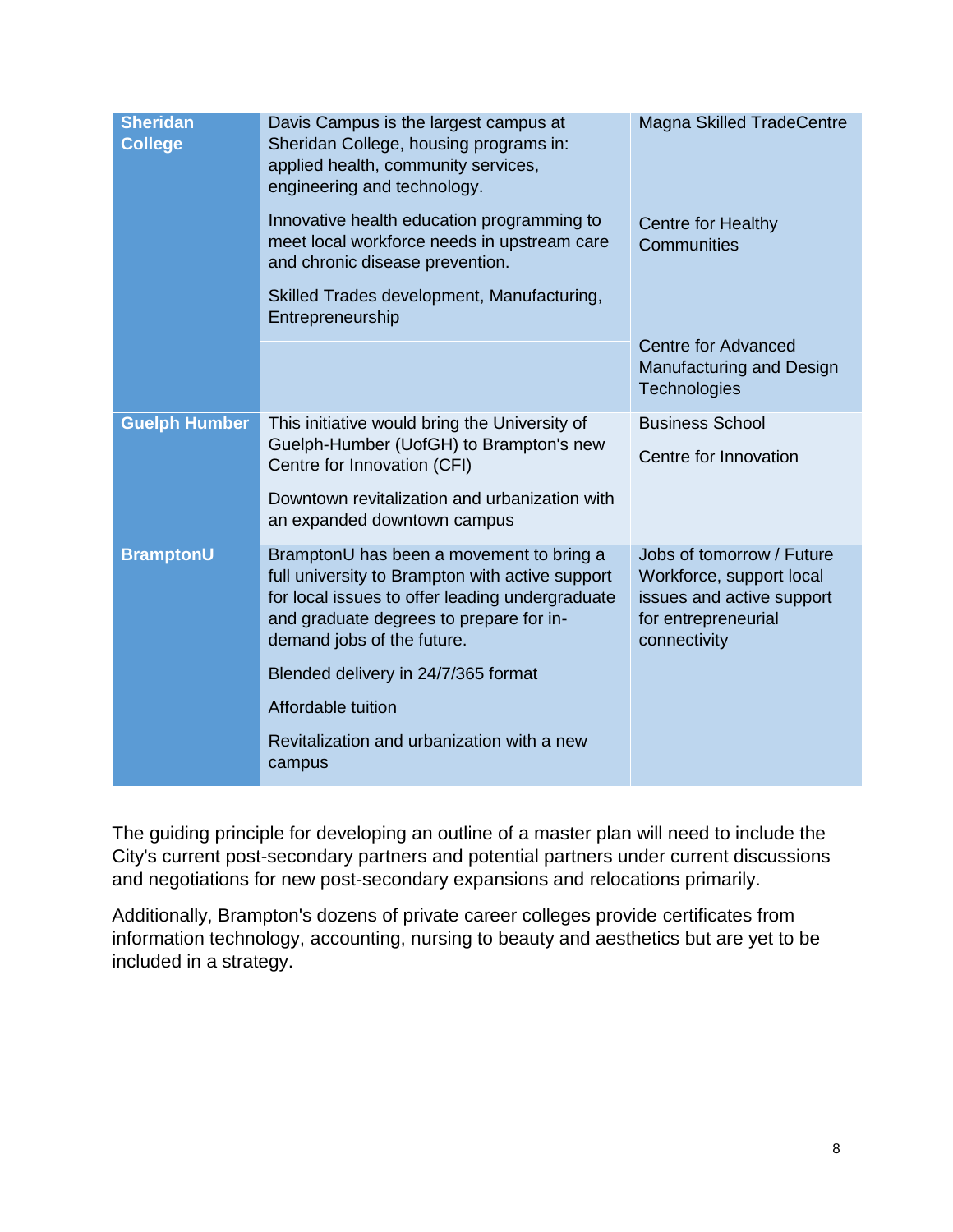| | | |
|---|---|---|
| **Sheridan College** | Davis Campus is the largest campus at Sheridan College, housing programs in: applied health, community services, engineering and technology. | Magna Skilled TradeCentre |
| | Innovative health education programming to meet local workforce needs in upstream care and chronic disease prevention. | Centre for Healthy Communities |
| | Skilled Trades development, Manufacturing, Entrepreneurship | |
| | | Centre for Advanced Manufacturing and Design Technologies |
| **Guelph Humber** | This initiative would bring the University of Guelph-Humber (UofGH) to Brampton's new Centre for Innovation (CFI)<br><br>Downtown revitalization and urbanization with an expanded downtown campus | Business School<br><br>Centre for Innovation |
| **BramptonU** | BramptonU has been a movement to bring a full university to Brampton with active support for local issues to offer leading undergraduate and graduate degrees to prepare for in-demand jobs of the future.<br><br>Blended delivery in 24/7/365 format<br><br>Affordable tuition<br><br>Revitalization and urbanization with a new campus | Jobs of tomorrow / Future Workforce, support local issues and active support for entrepreneurial connectivity |

The guiding principle for developing an outline of a master plan will need to include the City's current post-secondary partners and potential partners under current discussions and negotiations for new post-secondary expansions and relocations primarily.

Additionally, Brampton's dozens of private career colleges provide certificates from information technology, accounting, nursing to beauty and aesthetics but are yet to be included in a strategy.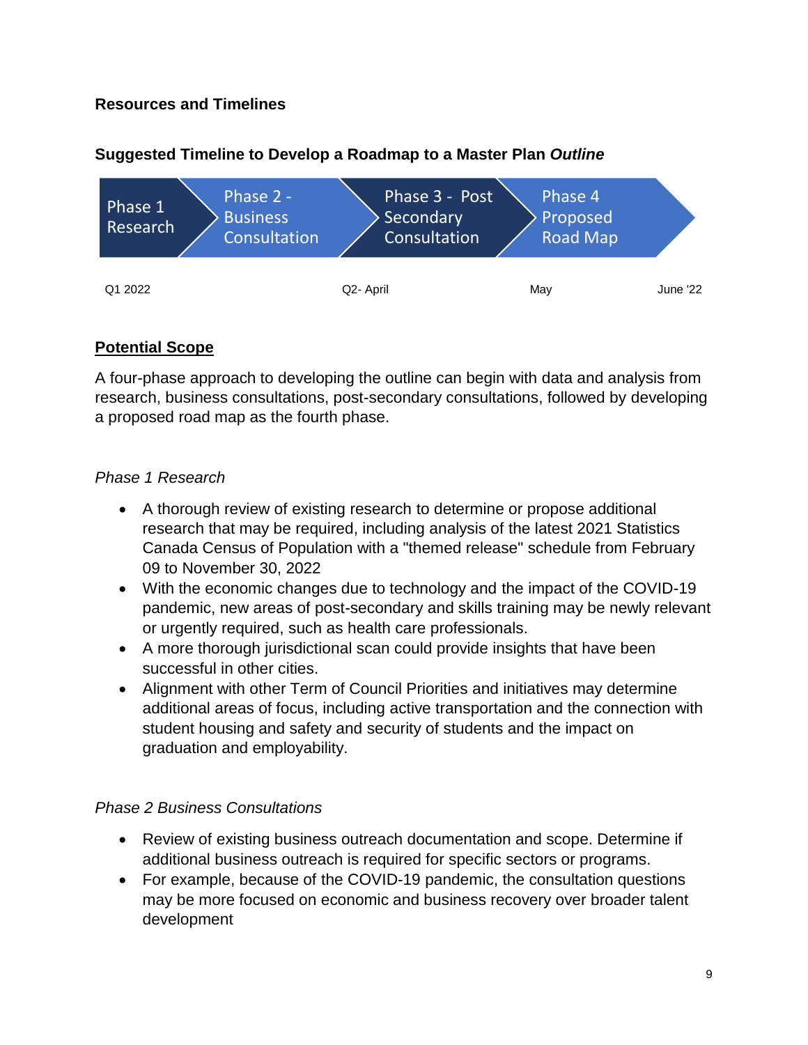**Resources and Timelines**

**Suggested Timeline to Develop a Roadmap to a Master Plan *Outline***

| Phase 1 Research | Phase 2 - Business Consultation | Phase 3 - Post Secondary Consultation | Phase 4 Proposed Road Map |
|---|---|---|---|
| Q1 2022 | Q2- April | May | June '22 |

**Potential Scope**

A four-phase approach to developing the outline can begin with data and analysis from research, business consultations, post-secondary consultations, followed by developing a proposed road map as the fourth phase.

*Phase 1 Research*

- A thorough review of existing research to determine or propose additional research that may be required, including analysis of the latest 2021 Statistics Canada Census of Population with a "themed release" schedule from February 09 to November 30, 2022
- With the economic changes due to technology and the impact of the COVID-19 pandemic, new areas of post-secondary and skills training may be newly relevant or urgently required, such as health care professionals.
- A more thorough jurisdictional scan could provide insights that have been successful in other cities.
- Alignment with other Term of Council Priorities and initiatives may determine additional areas of focus, including active transportation and the connection with student housing and safety and security of students and the impact on graduation and employability.

*Phase 2 Business Consultations*

- Review of existing business outreach documentation and scope. Determine if additional business outreach is required for specific sectors or programs.
- For example, because of the COVID-19 pandemic, the consultation questions may be more focused on economic and business recovery over broader talent development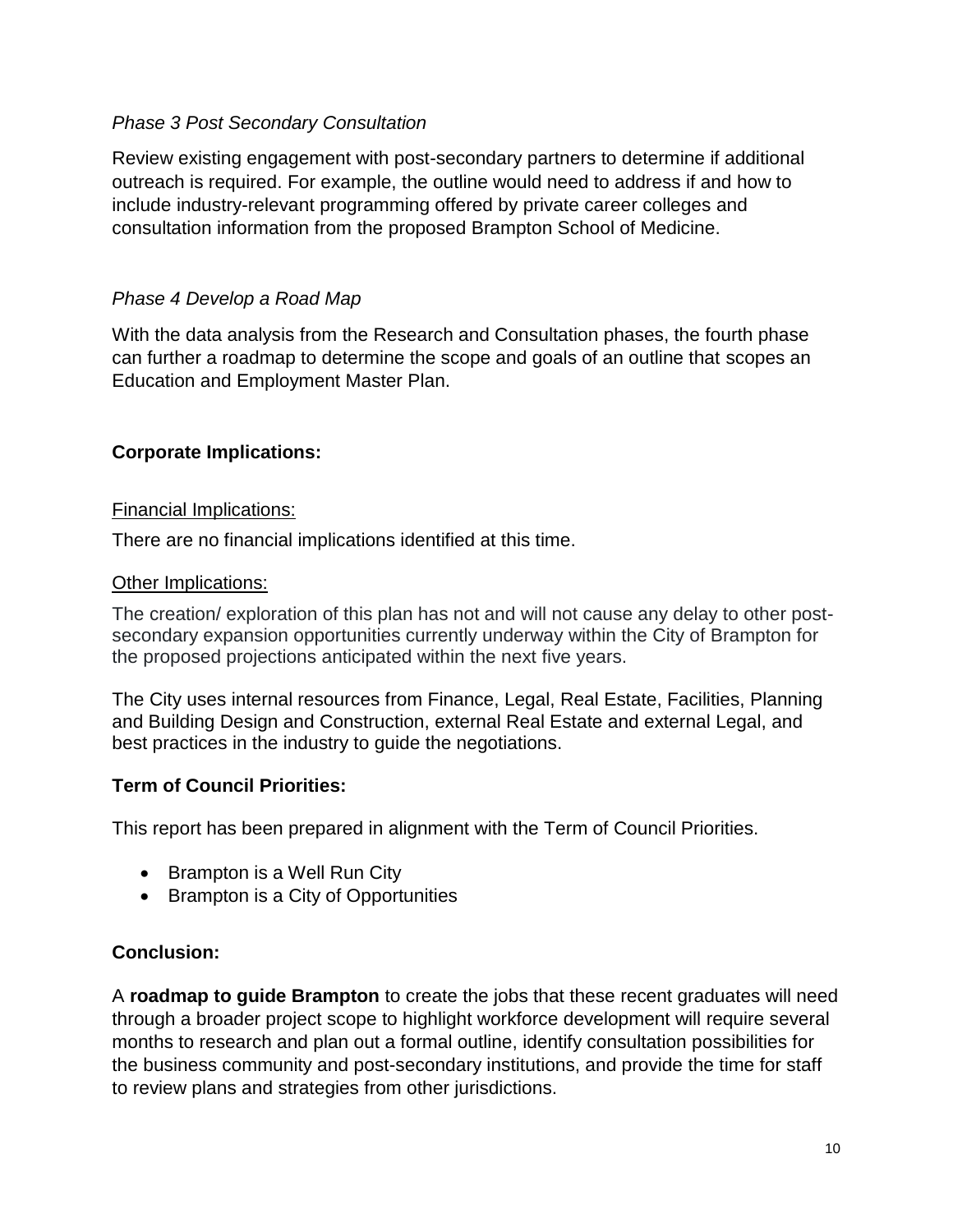*Phase 3 Post Secondary Consultation*

Review existing engagement with post-secondary partners to determine if additional outreach is required. For example, the outline would need to address if and how to include industry-relevant programming offered by private career colleges and consultation information from the proposed Brampton School of Medicine.

*Phase 4 Develop a Road Map*

With the data analysis from the Research and Consultation phases, the fourth phase can further a roadmap to determine the scope and goals of an outline that scopes an Education and Employment Master Plan.

**Corporate Implications:**

<u>Financial Implications:</u>

There are no financial implications identified at this time.

<u>Other Implications:</u>

The creation/ exploration of this plan has not and will not cause any delay to other post-secondary expansion opportunities currently underway within the City of Brampton for the proposed projections anticipated within the next five years.

The City uses internal resources from Finance, Legal, Real Estate, Facilities, Planning and Building Design and Construction, external Real Estate and external Legal, and best practices in the industry to guide the negotiations.

**Term of Council Priorities:**

This report has been prepared in alignment with the Term of Council Priorities.

- Brampton is a Well Run City
- Brampton is a City of Opportunities

**Conclusion:**

A **roadmap to guide Brampton** to create the jobs that these recent graduates will need through a broader project scope to highlight workforce development will require several months to research and plan out a formal outline, identify consultation possibilities for the business community and post-secondary institutions, and provide the time for staff to review plans and strategies from other jurisdictions.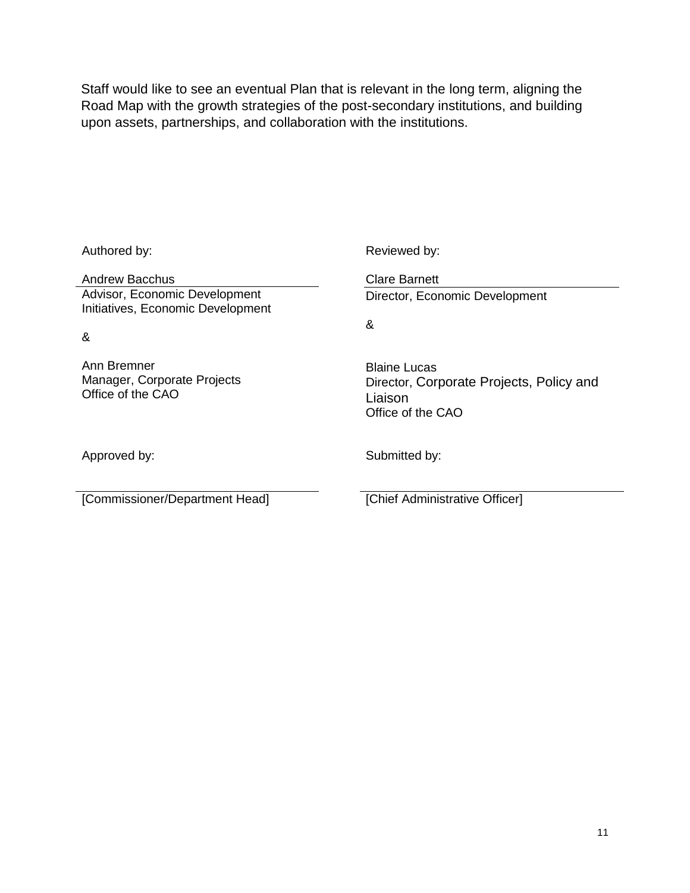Staff would like to see an eventual Plan that is relevant in the long term, aligning the Road Map with the growth strategies of the post-secondary institutions, and building upon assets, partnerships, and collaboration with the institutions.

Authored by:

Andrew Bacchus
Advisor, Economic Development Initiatives, Economic Development

&

Ann Bremner
Manager, Corporate Projects
Office of the CAO

Reviewed by:

Clare Barnett
Director, Economic Development

&

Blaine Lucas
Director, Corporate Projects, Policy and Liaison
Office of the CAO

Approved by:

[Commissioner/Department Head]

Submitted by:

[Chief Administrative Officer]